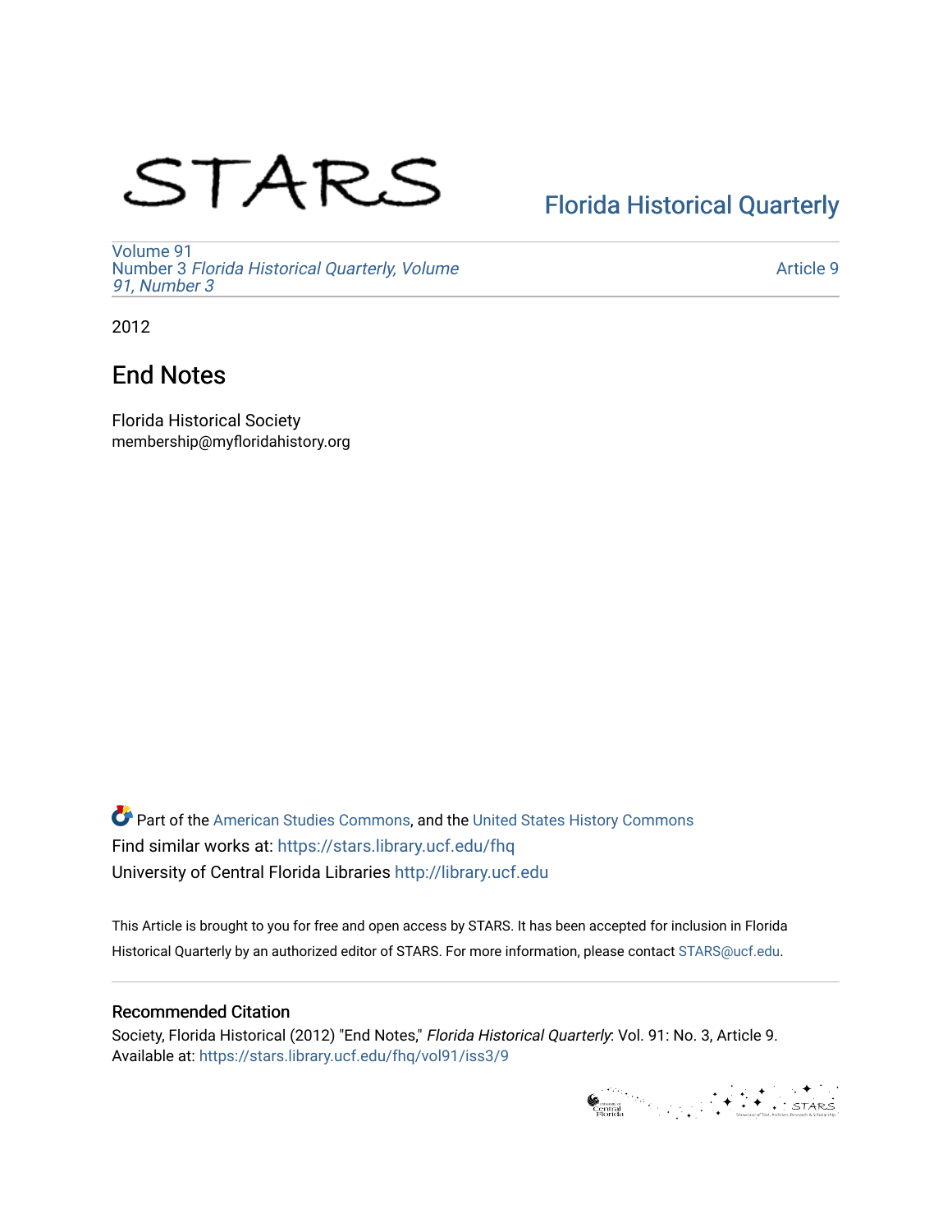STARS

Florida Historical Quarterly

Volume 91
Number 3 *Florida Historical Quarterly, Volume 91, Number 3*

Article 9

2012

# End Notes

Florida Historical Society
membership@myfloridahistory.org

Part of the American Studies Commons, and the United States History Commons
Find similar works at: https://stars.library.ucf.edu/fhq
University of Central Florida Libraries http://library.ucf.edu

This Article is brought to you for free and open access by STARS. It has been accepted for inclusion in Florida Historical Quarterly by an authorized editor of STARS. For more information, please contact STARS@ucf.edu.

## Recommended Citation

Society, Florida Historical (2012) "End Notes," *Florida Historical Quarterly*: Vol. 91: No. 3, Article 9.
Available at: https://stars.library.ucf.edu/fhq/vol91/iss3/9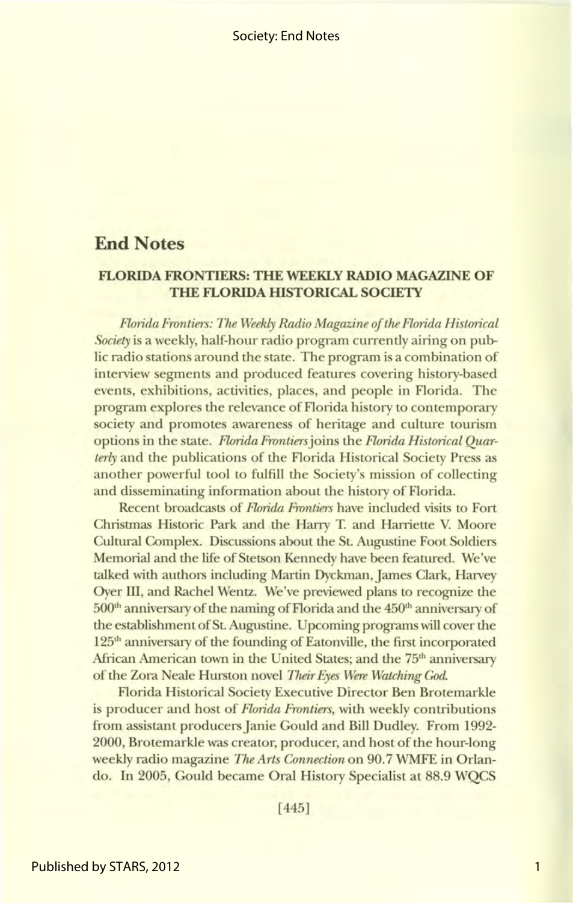## End Notes

### FLORIDA FRONTIERS: THE WEEKLY RADIO MAGAZINE OF THE FLORIDA HISTORICAL SOCIETY

*Florida Frontiers: The Weekly Radio Magazine of the Florida Historical Society* is a weekly, half-hour radio program currently airing on public radio stations around the state. The program is a combination of interview segments and produced features covering history-based events, exhibitions, activities, places, and people in Florida. The program explores the relevance of Florida history to contemporary society and promotes awareness of heritage and culture tourism options in the state. *Florida Frontiers* joins the *Florida Historical Quarterly* and the publications of the Florida Historical Society Press as another powerful tool to fulfill the Society's mission of collecting and disseminating information about the history of Florida.

Recent broadcasts of *Florida Frontiers* have included visits to Fort Christmas Historic Park and the Harry T. and Harriette V. Moore Cultural Complex. Discussions about the St. Augustine Foot Soldiers Memorial and the life of Stetson Kennedy have been featured. We've talked with authors including Martin Dyckman, James Clark, Harvey Oyer III, and Rachel Wentz. We've previewed plans to recognize the 500th anniversary of the naming of Florida and the 450th anniversary of the establishment of St. Augustine. Upcoming programs will cover the 125th anniversary of the founding of Eatonville, the first incorporated African American town in the United States; and the 75th anniversary of the Zora Neale Hurston novel *Their Eyes Were Watching God.*

Florida Historical Society Executive Director Ben Brotemarkle is producer and host of *Florida Frontiers*, with weekly contributions from assistant producers Janie Gould and Bill Dudley. From 1992-2000, Brotemarkle was creator, producer, and host of the hour-long weekly radio magazine *The Arts Connection* on 90.7 WMFE in Orlando. In 2005, Gould became Oral History Specialist at 88.9 WQCS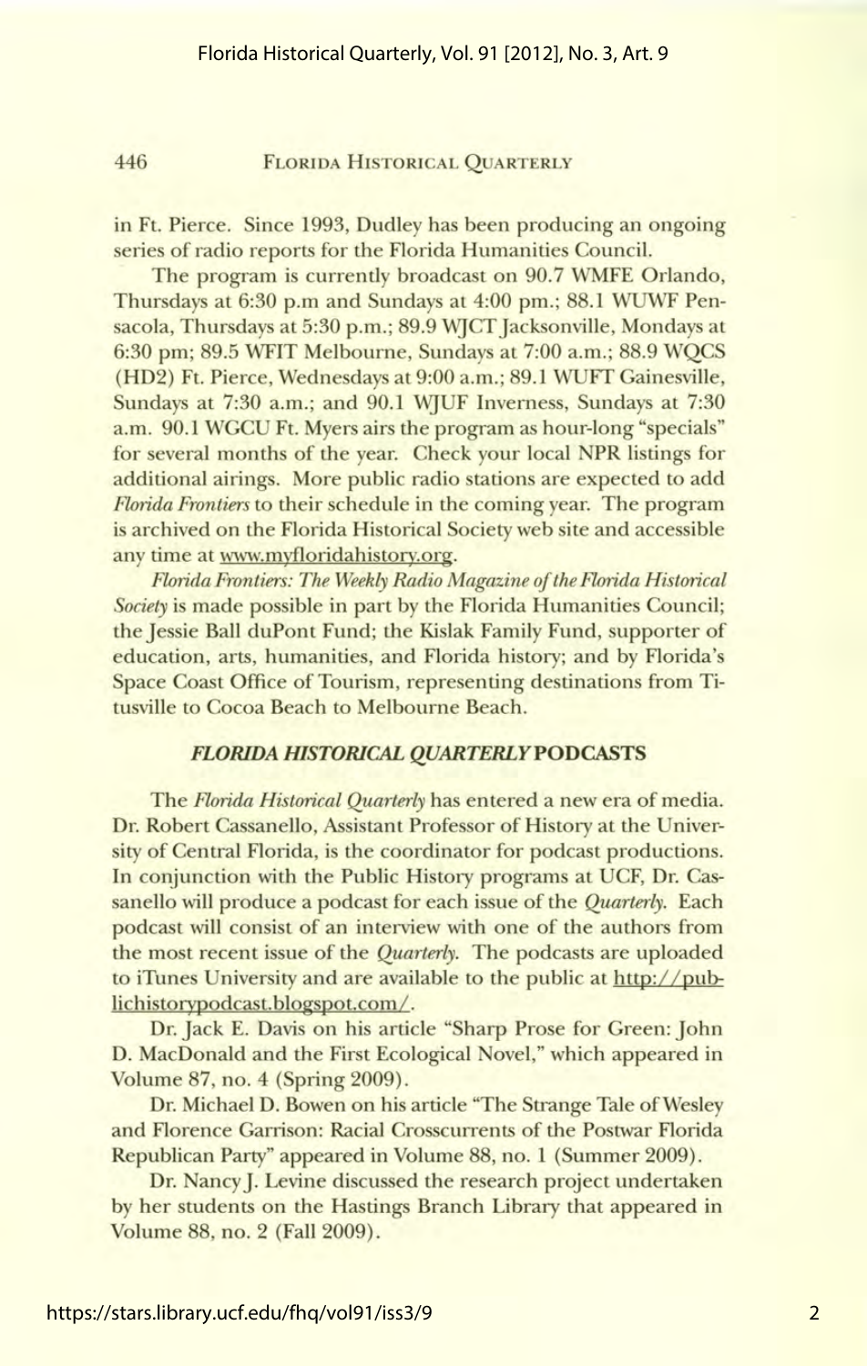in Ft. Pierce. Since 1993, Dudley has been producing an ongoing series of radio reports for the Florida Humanities Council.

The program is currently broadcast on 90.7 WMFE Orlando, Thursdays at 6:30 p.m and Sundays at 4:00 pm.; 88.1 WUWF Pensacola, Thursdays at 5:30 p.m.; 89.9 WJCT Jacksonville, Mondays at 6:30 pm; 89.5 WFIT Melbourne, Sundays at 7:00 a.m.; 88.9 WQCS (HD2) Ft. Pierce, Wednesdays at 9:00 a.m.; 89.1 WUFT Gainesville, Sundays at 7:30 a.m.; and 90.1 WJUF Inverness, Sundays at 7:30 a.m. 90.1 WGCU Ft. Myers airs the program as hour-long "specials" for several months of the year. Check your local NPR listings for additional airings. More public radio stations are expected to add *Florida Frontiers* to their schedule in the coming year. The program is archived on the Florida Historical Society web site and accessible any time at www.myfloridahistory.org.

*Florida Frontiers: The Weekly Radio Magazine of the Florida Historical Society* is made possible in part by the Florida Humanities Council; the Jessie Ball duPont Fund; the Kislak Family Fund, supporter of education, arts, humanities, and Florida history; and by Florida's Space Coast Office of Tourism, representing destinations from Titusville to Cocoa Beach to Melbourne Beach.

## *FLORIDA HISTORICAL QUARTERLY* PODCASTS

The *Florida Historical Quarterly* has entered a new era of media. Dr. Robert Cassanello, Assistant Professor of History at the University of Central Florida, is the coordinator for podcast productions. In conjunction with the Public History programs at UCF, Dr. Cassanello will produce a podcast for each issue of the *Quarterly*. Each podcast will consist of an interview with one of the authors from the most recent issue of the *Quarterly*. The podcasts are uploaded to iTunes University and are available to the public at http://publichistorypodcast.blogspot.com/.

Dr. Jack E. Davis on his article "Sharp Prose for Green: John D. MacDonald and the First Ecological Novel," which appeared in Volume 87, no. 4 (Spring 2009).

Dr. Michael D. Bowen on his article "The Strange Tale of Wesley and Florence Garrison: Racial Crosscurrents of the Postwar Florida Republican Party" appeared in Volume 88, no. 1 (Summer 2009).

Dr. Nancy J. Levine discussed the research project undertaken by her students on the Hastings Branch Library that appeared in Volume 88, no. 2 (Fall 2009).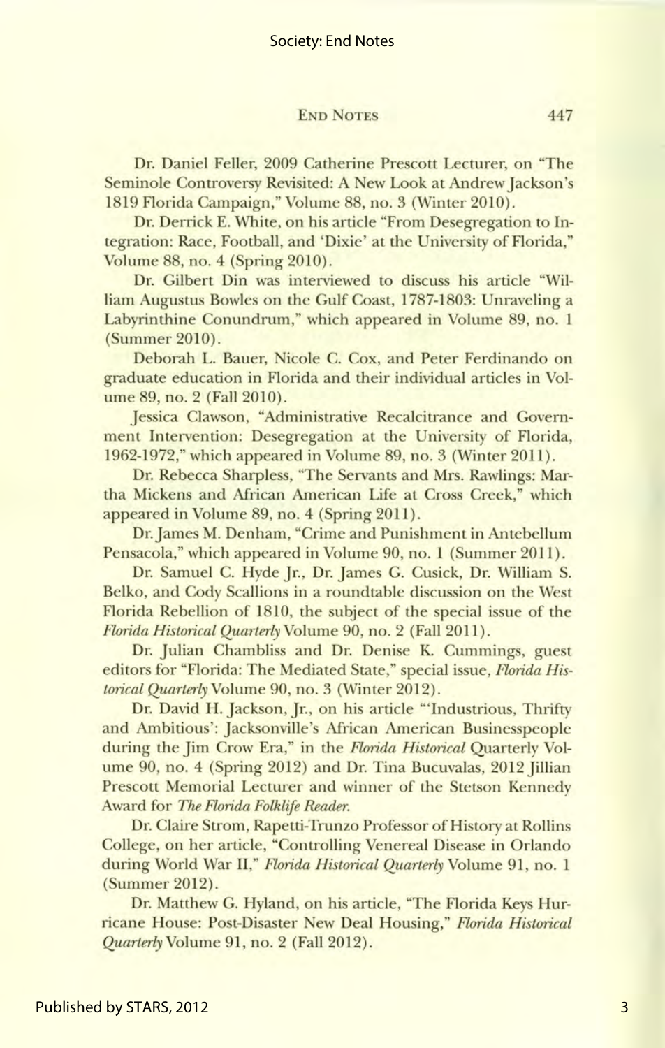Dr. Daniel Feller, 2009 Catherine Prescott Lecturer, on "The Seminole Controversy Revisited: A New Look at Andrew Jackson's 1819 Florida Campaign," Volume 88, no. 3 (Winter 2010).

Dr. Derrick E. White, on his article "From Desegregation to Integration: Race, Football, and 'Dixie' at the University of Florida," Volume 88, no. 4 (Spring 2010).

Dr. Gilbert Din was interviewed to discuss his article "William Augustus Bowles on the Gulf Coast, 1787-1803: Unraveling a Labyrinthine Conundrum," which appeared in Volume 89, no. 1 (Summer 2010).

Deborah L. Bauer, Nicole C. Cox, and Peter Ferdinando on graduate education in Florida and their individual articles in Volume 89, no. 2 (Fall 2010).

Jessica Clawson, "Administrative Recalcitrance and Government Intervention: Desegregation at the University of Florida, 1962-1972," which appeared in Volume 89, no. 3 (Winter 2011).

Dr. Rebecca Sharpless, "The Servants and Mrs. Rawlings: Martha Mickens and African American Life at Cross Creek," which appeared in Volume 89, no. 4 (Spring 2011).

Dr. James M. Denham, "Crime and Punishment in Antebellum Pensacola," which appeared in Volume 90, no. 1 (Summer 2011).

Dr. Samuel C. Hyde Jr., Dr. James G. Cusick, Dr. William S. Belko, and Cody Scallions in a roundtable discussion on the West Florida Rebellion of 1810, the subject of the special issue of the *Florida Historical Quarterly* Volume 90, no. 2 (Fall 2011).

Dr. Julian Chambliss and Dr. Denise K. Cummings, guest editors for "Florida: The Mediated State," special issue, *Florida Historical Quarterly* Volume 90, no. 3 (Winter 2012).

Dr. David H. Jackson, Jr., on his article "'Industrious, Thrifty and Ambitious': Jacksonville's African American Businesspeople during the Jim Crow Era," in the *Florida Historical* Quarterly Volume 90, no. 4 (Spring 2012) and Dr. Tina Bucuvalas, 2012 Jillian Prescott Memorial Lecturer and winner of the Stetson Kennedy Award for *The Florida Folklife Reader*.

Dr. Claire Strom, Rapetti-Trunzo Professor of History at Rollins College, on her article, "Controlling Venereal Disease in Orlando during World War II," *Florida Historical Quarterly* Volume 91, no. 1 (Summer 2012).

Dr. Matthew G. Hyland, on his article, "The Florida Keys Hurricane House: Post-Disaster New Deal Housing," *Florida Historical Quarterly* Volume 91, no. 2 (Fall 2012).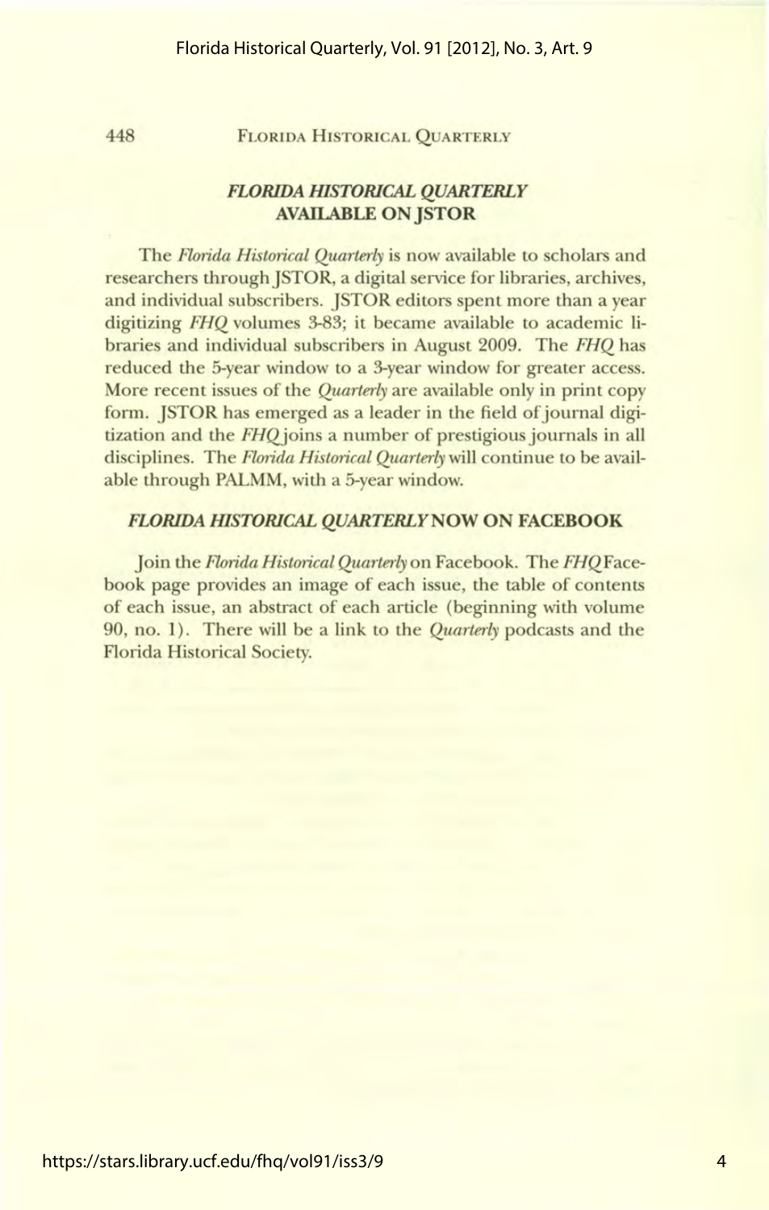## *FLORIDA HISTORICAL QUARTERLY* AVAILABLE ON JSTOR

The *Florida Historical Quarterly* is now available to scholars and researchers through JSTOR, a digital service for libraries, archives, and individual subscribers. JSTOR editors spent more than a year digitizing *FHQ* volumes 3-83; it became available to academic libraries and individual subscribers in August 2009. The *FHQ* has reduced the 5-year window to a 3-year window for greater access. More recent issues of the *Quarterly* are available only in print copy form. JSTOR has emerged as a leader in the field of journal digitization and the *FHQ* joins a number of prestigious journals in all disciplines. The *Florida Historical Quarterly* will continue to be available through PALMM, with a 5-year window.

## *FLORIDA HISTORICAL QUARTERLY* NOW ON FACEBOOK

Join the *Florida Historical Quarterly* on Facebook. The *FHQ* Facebook page provides an image of each issue, the table of contents of each issue, an abstract of each article (beginning with volume 90, no. 1). There will be a link to the *Quarterly* podcasts and the Florida Historical Society.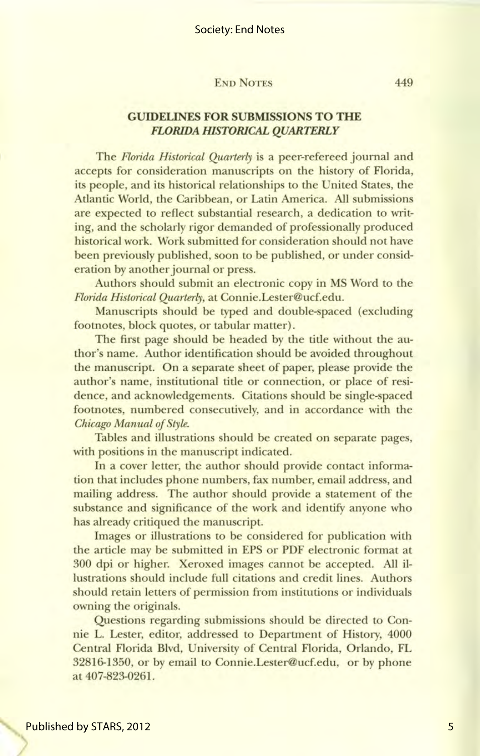## GUIDELINES FOR SUBMISSIONS TO THE *FLORIDA HISTORICAL QUARTERLY*

The *Florida Historical Quarterly* is a peer-refereed journal and accepts for consideration manuscripts on the history of Florida, its people, and its historical relationships to the United States, the Atlantic World, the Caribbean, or Latin America. All submissions are expected to reflect substantial research, a dedication to writing, and the scholarly rigor demanded of professionally produced historical work. Work submitted for consideration should not have been previously published, soon to be published, or under consideration by another journal or press.

Authors should submit an electronic copy in MS Word to the *Florida Historical Quarterly*, at Connie.Lester@ucf.edu.

Manuscripts should be typed and double-spaced (excluding footnotes, block quotes, or tabular matter).

The first page should be headed by the title without the author's name. Author identification should be avoided throughout the manuscript. On a separate sheet of paper, please provide the author's name, institutional title or connection, or place of residence, and acknowledgements. Citations should be single-spaced footnotes, numbered consecutively, and in accordance with the *Chicago Manual of Style*.

Tables and illustrations should be created on separate pages, with positions in the manuscript indicated.

In a cover letter, the author should provide contact information that includes phone numbers, fax number, email address, and mailing address. The author should provide a statement of the substance and significance of the work and identify anyone who has already critiqued the manuscript.

Images or illustrations to be considered for publication with the article may be submitted in EPS or PDF electronic format at 300 dpi or higher. Xeroxed images cannot be accepted. All illustrations should include full citations and credit lines. Authors should retain letters of permission from institutions or individuals owning the originals.

Questions regarding submissions should be directed to Connie L. Lester, editor, addressed to Department of History, 4000 Central Florida Blvd, University of Central Florida, Orlando, FL 32816-1350, or by email to Connie.Lester@ucf.edu, or by phone at 407-823-0261.